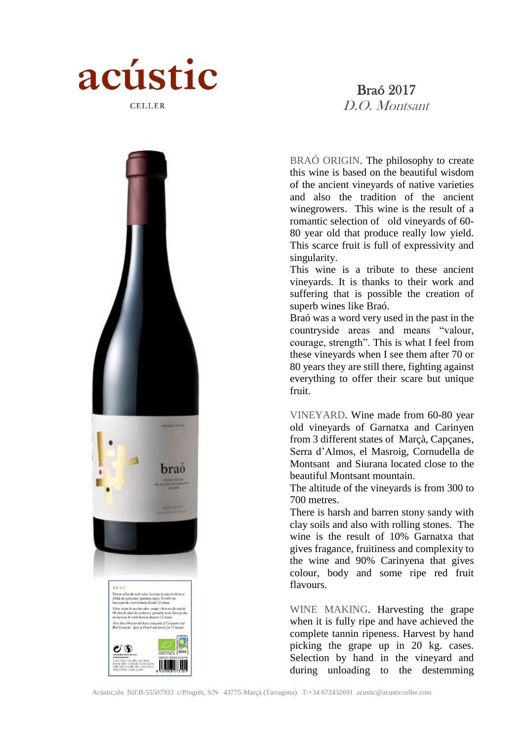# acústic

CELLER

## Braó 2017

*D.O. Montsant*

BRAÓ ORIGIN. The philosophy to create this wine is based on the beautiful wisdom of the ancient vineyards of native varieties and also the tradition of the ancient winegrowers. This wine is the result of a romantic selection of old vineyards of 60-80 year old that produce really low yield. This scarce fruit is full of expressivity and singularity.

This wine is a tribute to these ancient vineyards. It is thanks to their work and suffering that is possible the creation of superb wines like Braó.

Braó was a word very used in the past in the countryside areas and means "valour, courage, strength". This is what I feel from these vineyards when I see them after 70 or 80 years they are still there, fighting against everything to offer their scare but unique fruit.

VINEYARD. Wine made from 60-80 year old vineyards of Garnatxa and Carinyen from 3 different states of Marçà, Capçanes, Serra d'Almos, el Masroig, Cornudella de Montsant and Siurana located close to the beautiful Montsant mountain.

The altitude of the vineyards is from 300 to 700 metres.

There is harsh and barren stony sandy with clay soils and also with rolling stones. The wine is the result of 10% Garnatxa that gives fragance, fruitiness and complexity to the wine and 90% Carinyena that gives colour, body and some ripe red fruit flavours.

WINE MAKING. Harvesting the grape when it is fully ripe and have achieved the complete tannin ripeness. Harvest by hand picking the grape up in 20 kg. cases. Selection by hand in the vineyard and during unloading to the destemming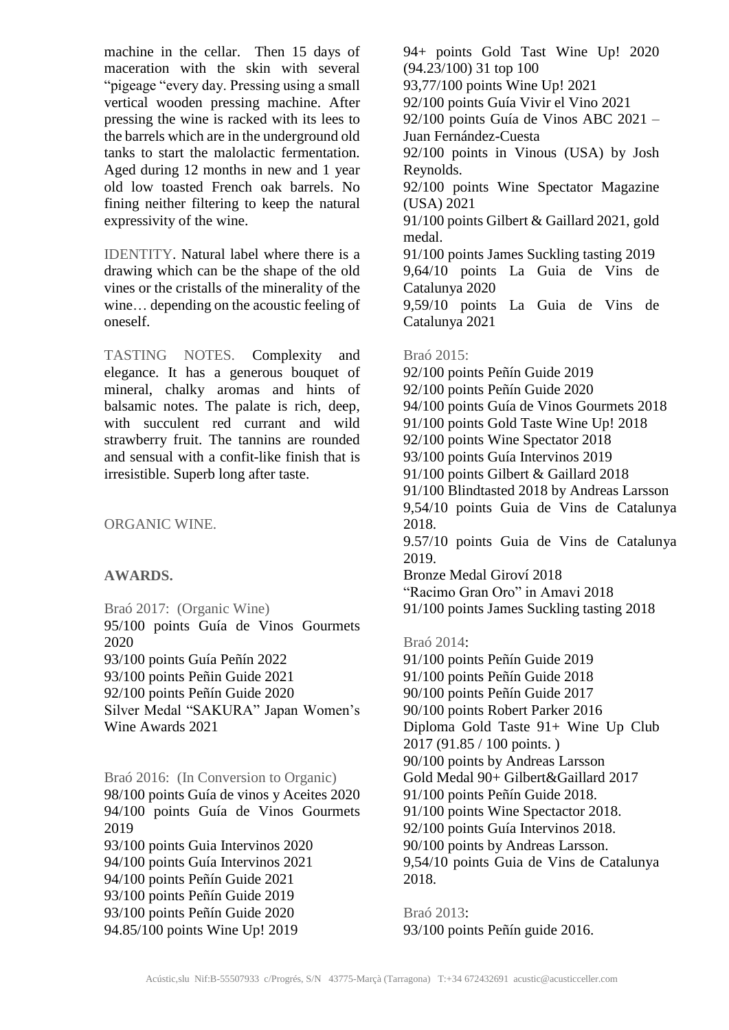machine in the cellar. Then 15 days of maceration with the skin with several "pigeage "every day. Pressing using a small vertical wooden pressing machine. After pressing the wine is racked with its lees to the barrels which are in the underground old tanks to start the malolactic fermentation. Aged during 12 months in new and 1 year old low toasted French oak barrels. No fining neither filtering to keep the natural expressivity of the wine.

IDENTITY. Natural label where there is a drawing which can be the shape of the old vines or the cristalls of the minerality of the wine… depending on the acoustic feeling of oneself.

TASTING NOTES. Complexity and elegance. It has a generous bouquet of mineral, chalky aromas and hints of balsamic notes. The palate is rich, deep, with succulent red currant and wild strawberry fruit. The tannins are rounded and sensual with a confit-like finish that is irresistible. Superb long after taste.

ORGANIC WINE.

**AWARDS.**

Braó 2017: (Organic Wine)
95/100 points Guía de Vinos Gourmets 2020
93/100 points Guía Peñín 2022
93/100 points Peñin Guide 2021
92/100 points Peñín Guide 2020
Silver Medal "SAKURA" Japan Women's Wine Awards 2021

Braó 2016: (In Conversion to Organic)
98/100 points Guía de vinos y Aceites 2020
94/100 points Guía de Vinos Gourmets 2019
93/100 points Guia Intervinos 2020
94/100 points Guía Intervinos 2021
94/100 points Peñín Guide 2021
93/100 points Peñín Guide 2019
93/100 points Peñín Guide 2020
94.85/100 points Wine Up! 2019
94+ points Gold Tast Wine Up! 2020 (94.23/100) 31 top 100
93,77/100 points Wine Up! 2021
92/100 points Guía Vivir el Vino 2021
92/100 points Guía de Vinos ABC 2021 – Juan Fernández-Cuesta
92/100 points in Vinous (USA) by Josh Reynolds.
92/100 points Wine Spectator Magazine (USA) 2021
91/100 points Gilbert & Gaillard 2021, gold medal.
91/100 points James Suckling tasting 2019
9,64/10 points La Guia de Vins de Catalunya 2020
9,59/10 points La Guia de Vins de Catalunya 2021

Braó 2015:
92/100 points Peñín Guide 2019
92/100 points Peñín Guide 2020
94/100 points Guía de Vinos Gourmets 2018
91/100 points Gold Taste Wine Up! 2018
92/100 points Wine Spectator 2018
93/100 points Guía Intervinos 2019
91/100 points Gilbert & Gaillard 2018
91/100 Blindtasted 2018 by Andreas Larsson
9,54/10 points Guia de Vins de Catalunya 2018.
9.57/10 points Guia de Vins de Catalunya 2019.
Bronze Medal Giroví 2018
"Racimo Gran Oro" in Amavi 2018
91/100 points James Suckling tasting 2018

Braó 2014:
91/100 points Peñín Guide 2019
91/100 points Peñín Guide 2018
90/100 points Peñín Guide 2017
90/100 points Robert Parker 2016
Diploma Gold Taste 91+ Wine Up Club 2017 (91.85 / 100 points. )
90/100 points by Andreas Larsson
Gold Medal 90+ Gilbert&Gaillard 2017
91/100 points Peñín Guide 2018.
91/100 points Wine Spectactor 2018.
92/100 points Guía Intervinos 2018.
90/100 points by Andreas Larsson.
9,54/10 points Guia de Vins de Catalunya 2018.

Braó 2013:
93/100 points Peñín guide 2016.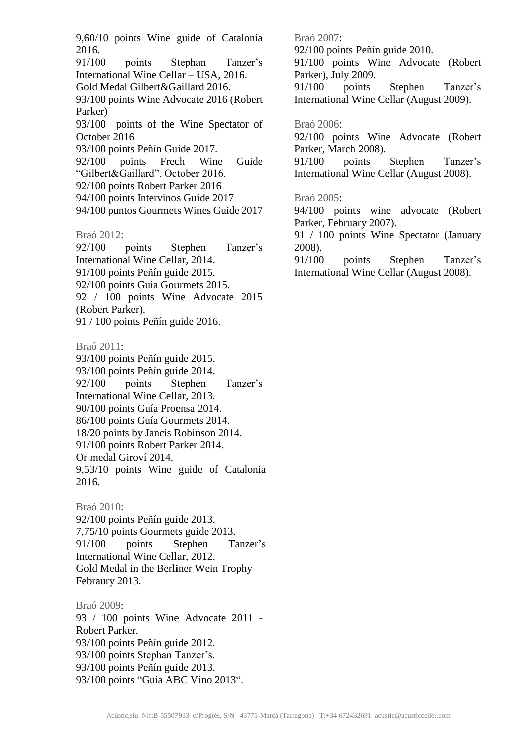9,60/10 points Wine guide of Catalonia 2016.
91/100 points Stephan Tanzer's International Wine Cellar – USA, 2016.
Gold Medal Gilbert&Gaillard 2016.
93/100 points Wine Advocate 2016 (Robert Parker)
93/100 points of the Wine Spectator of October 2016
93/100 points Peñín Guide 2017.
92/100 points Frech Wine Guide "Gilbert&Gaillard". October 2016.
92/100 points Robert Parker 2016
94/100 points Intervinos Guide 2017
94/100 puntos Gourmets Wines Guide 2017

Braó 2012:
92/100 points Stephen Tanzer's International Wine Cellar, 2014.
91/100 points Peñín guide 2015.
92/100 points Guia Gourmets 2015.
92 / 100 points Wine Advocate 2015 (Robert Parker).
91 / 100 points Peñín guide 2016.

Braó 2011:
93/100 points Peñín guide 2015.
93/100 points Peñín guide 2014.
92/100 points Stephen Tanzer's International Wine Cellar, 2013.
90/100 points Guía Proensa 2014.
86/100 points Guía Gourmets 2014.
18/20 points by Jancis Robinson 2014.
91/100 points Robert Parker 2014.
Or medal Giroví 2014.
9,53/10 points Wine guide of Catalonia 2016.

Braó 2010:
92/100 points Peñín guide 2013.
7,75/10 points Gourmets guide 2013.
91/100 points Stephen Tanzer's International Wine Cellar, 2012.
Gold Medal in the Berliner Wein Trophy Febraury 2013.

Braó 2009:
93 / 100 points Wine Advocate 2011 - Robert Parker.
93/100 points Peñín guide 2012.
93/100 points Stephan Tanzer's.
93/100 points Peñín guide 2013.
93/100 points "Guía ABC Vino 2013".

Braó 2007:
92/100 points Peñín guide 2010.
91/100 points Wine Advocate (Robert Parker), July 2009.
91/100 points Stephen Tanzer's International Wine Cellar (August 2009).

Braó 2006:
92/100 points Wine Advocate (Robert Parker, March 2008).
91/100 points Stephen Tanzer's International Wine Cellar (August 2008).

Braó 2005:
94/100 points wine advocate (Robert Parker, February 2007).
91 / 100 points Wine Spectator (January 2008).
91/100 points Stephen Tanzer's International Wine Cellar (August 2008).